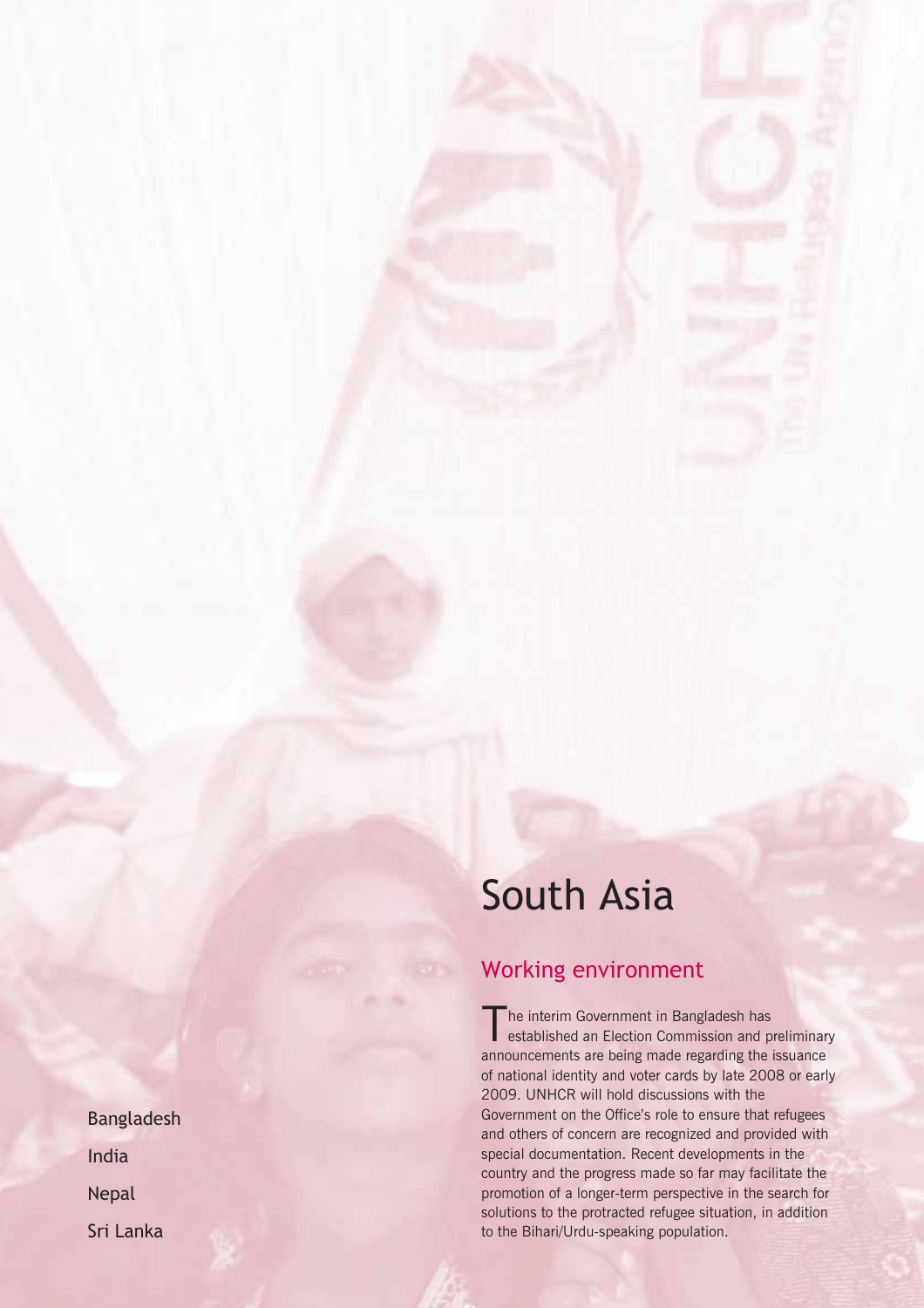# South Asia

Bangladesh

India

Nepal

Sri Lanka

## Working environment

The interim Government in Bangladesh has established an Election Commission and preliminary announcements are being made regarding the issuance of national identity and voter cards by late 2008 or early 2009. UNHCR will hold discussions with the Government on the Office's role to ensure that refugees and others of concern are recognized and provided with special documentation. Recent developments in the country and the progress made so far may facilitate the promotion of a longer-term perspective in the search for solutions to the protracted refugee situation, in addition to the Bihari/Urdu-speaking population.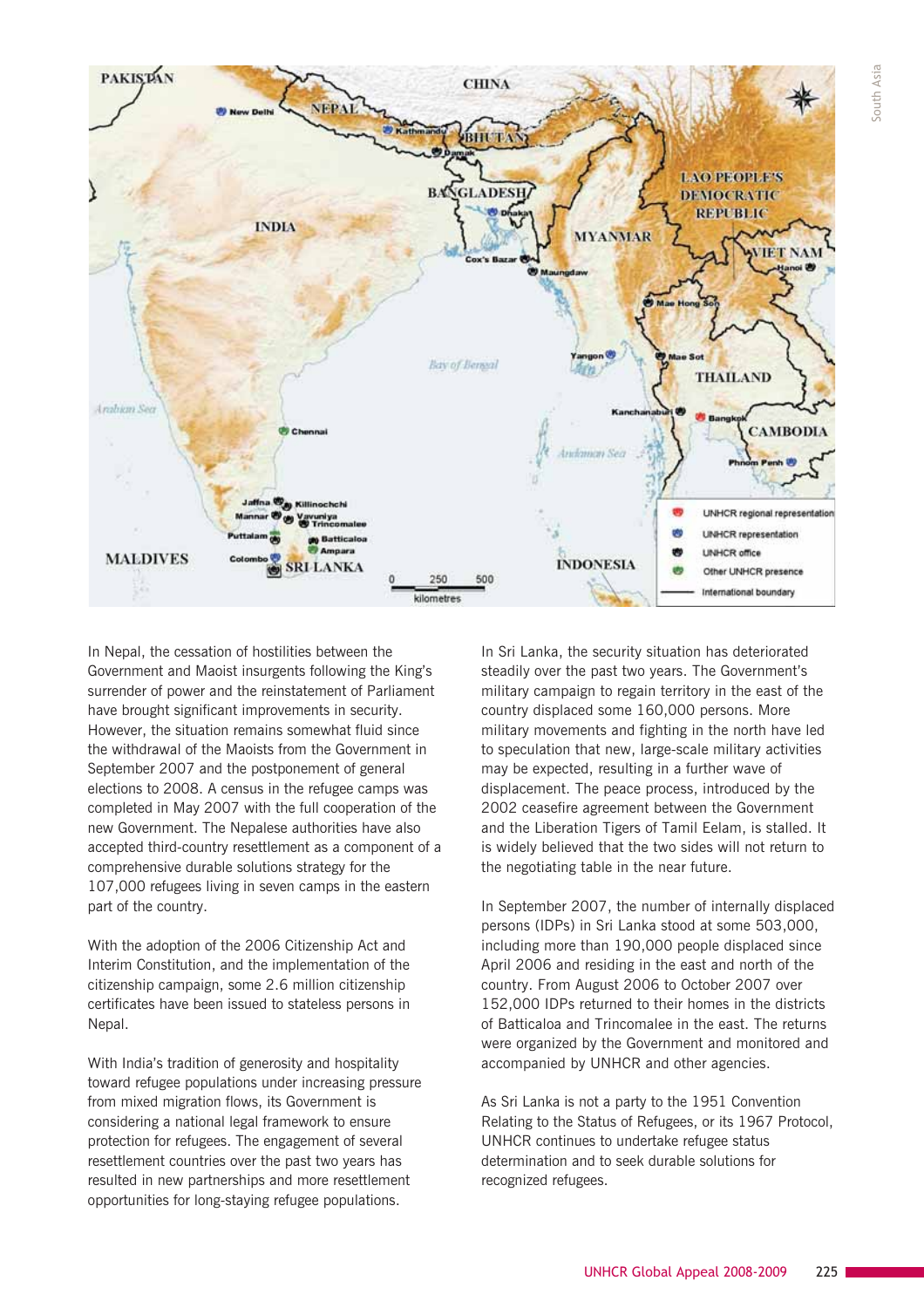In Nepal, the cessation of hostilities between the Government and Maoist insurgents following the King's surrender of power and the reinstatement of Parliament have brought significant improvements in security. However, the situation remains somewhat fluid since the withdrawal of the Maoists from the Government in September 2007 and the postponement of general elections to 2008. A census in the refugee camps was completed in May 2007 with the full cooperation of the new Government. The Nepalese authorities have also accepted third-country resettlement as a component of a comprehensive durable solutions strategy for the 107,000 refugees living in seven camps in the eastern part of the country.

With the adoption of the 2006 Citizenship Act and Interim Constitution, and the implementation of the citizenship campaign, some 2.6 million citizenship certificates have been issued to stateless persons in Nepal.

With India's tradition of generosity and hospitality toward refugee populations under increasing pressure from mixed migration flows, its Government is considering a national legal framework to ensure protection for refugees. The engagement of several resettlement countries over the past two years has resulted in new partnerships and more resettlement opportunities for long-staying refugee populations.

In Sri Lanka, the security situation has deteriorated steadily over the past two years. The Government's military campaign to regain territory in the east of the country displaced some 160,000 persons. More military movements and fighting in the north have led to speculation that new, large-scale military activities may be expected, resulting in a further wave of displacement. The peace process, introduced by the 2002 ceasefire agreement between the Government and the Liberation Tigers of Tamil Eelam, is stalled. It is widely believed that the two sides will not return to the negotiating table in the near future.

In September 2007, the number of internally displaced persons (IDPs) in Sri Lanka stood at some 503,000, including more than 190,000 people displaced since April 2006 and residing in the east and north of the country. From August 2006 to October 2007 over 152,000 IDPs returned to their homes in the districts of Batticaloa and Trincomalee in the east. The returns were organized by the Government and monitored and accompanied by UNHCR and other agencies.

As Sri Lanka is not a party to the 1951 Convention Relating to the Status of Refugees, or its 1967 Protocol, UNHCR continues to undertake refugee status determination and to seek durable solutions for recognized refugees.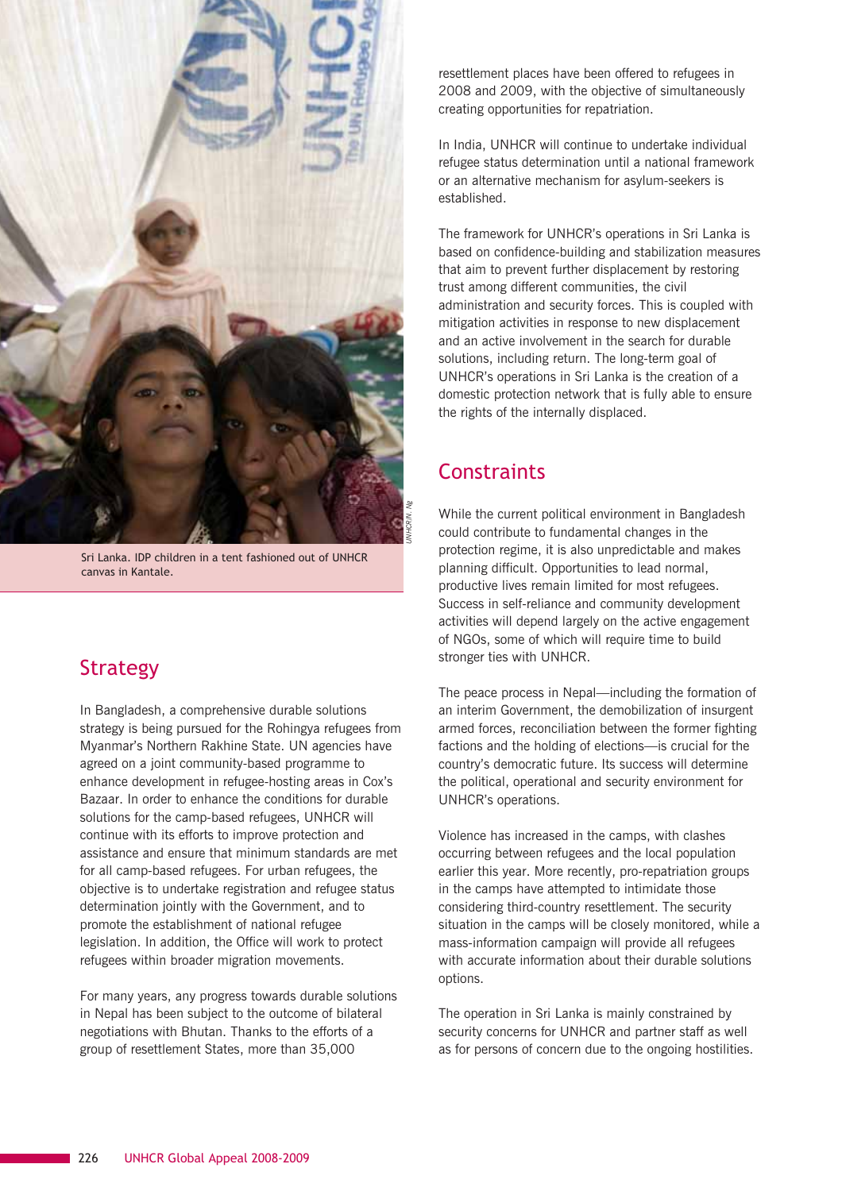Sri Lanka. IDP children in a tent fashioned out of UNHCR canvas in Kantale.

## Strategy

In Bangladesh, a comprehensive durable solutions strategy is being pursued for the Rohingya refugees from Myanmar's Northern Rakhine State. UN agencies have agreed on a joint community-based programme to enhance development in refugee-hosting areas in Cox's Bazaar. In order to enhance the conditions for durable solutions for the camp-based refugees, UNHCR will continue with its efforts to improve protection and assistance and ensure that minimum standards are met for all camp-based refugees. For urban refugees, the objective is to undertake registration and refugee status determination jointly with the Government, and to promote the establishment of national refugee legislation. In addition, the Office will work to protect refugees within broader migration movements.

For many years, any progress towards durable solutions in Nepal has been subject to the outcome of bilateral negotiations with Bhutan. Thanks to the efforts of a group of resettlement States, more than 35,000 resettlement places have been offered to refugees in 2008 and 2009, with the objective of simultaneously creating opportunities for repatriation.

In India, UNHCR will continue to undertake individual refugee status determination until a national framework or an alternative mechanism for asylum-seekers is established.

The framework for UNHCR's operations in Sri Lanka is based on confidence-building and stabilization measures that aim to prevent further displacement by restoring trust among different communities, the civil administration and security forces. This is coupled with mitigation activities in response to new displacement and an active involvement in the search for durable solutions, including return. The long-term goal of UNHCR's operations in Sri Lanka is the creation of a domestic protection network that is fully able to ensure the rights of the internally displaced.

## Constraints

While the current political environment in Bangladesh could contribute to fundamental changes in the protection regime, it is also unpredictable and makes planning difficult. Opportunities to lead normal, productive lives remain limited for most refugees. Success in self-reliance and community development activities will depend largely on the active engagement of NGOs, some of which will require time to build stronger ties with UNHCR.

The peace process in Nepal—including the formation of an interim Government, the demobilization of insurgent armed forces, reconciliation between the former fighting factions and the holding of elections—is crucial for the country's democratic future. Its success will determine the political, operational and security environment for UNHCR's operations.

Violence has increased in the camps, with clashes occurring between refugees and the local population earlier this year. More recently, pro-repatriation groups in the camps have attempted to intimidate those considering third-country resettlement. The security situation in the camps will be closely monitored, while a mass-information campaign will provide all refugees with accurate information about their durable solutions options.

The operation in Sri Lanka is mainly constrained by security concerns for UNHCR and partner staff as well as for persons of concern due to the ongoing hostilities.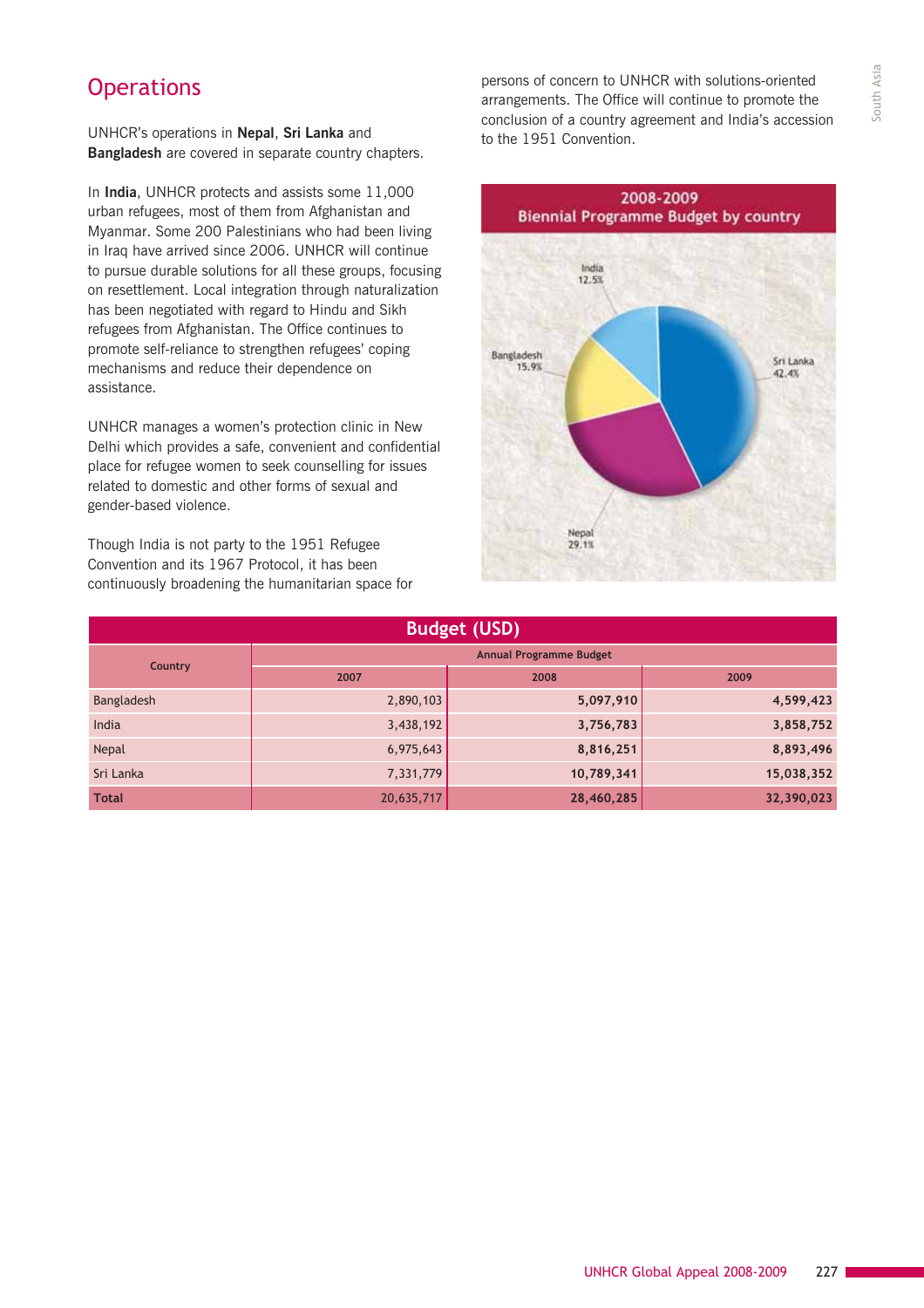## Operations

UNHCR's operations in **Nepal**, **Sri Lanka** and **Bangladesh** are covered in separate country chapters.

In **India**, UNHCR protects and assists some 11,000 urban refugees, most of them from Afghanistan and Myanmar. Some 200 Palestinians who had been living in Iraq have arrived since 2006. UNHCR will continue to pursue durable solutions for all these groups, focusing on resettlement. Local integration through naturalization has been negotiated with regard to Hindu and Sikh refugees from Afghanistan. The Office continues to promote self-reliance to strengthen refugees' coping mechanisms and reduce their dependence on assistance.

UNHCR manages a women's protection clinic in New Delhi which provides a safe, convenient and confidential place for refugee women to seek counselling for issues related to domestic and other forms of sexual and gender-based violence.

Though India is not party to the 1951 Refugee Convention and its 1967 Protocol, it has been continuously broadening the humanitarian space for persons of concern to UNHCR with solutions-oriented arrangements. The Office will continue to promote the conclusion of a country agreement and India's accession to the 1951 Convention.

2008-2009
Biennial Programme Budget by country

India
12.5%

Bangladesh
15.9%

Sri Lanka
42.4%

Nepal
29.1%

| Budget (USD) | | | |
|---|---|---|---|
| Country | Annual Programme Budget | | |
| | 2007 | 2008 | 2009 |
| Bangladesh | 2,890,103 | 5,097,910 | 4,599,423 |
| India | 3,438,192 | 3,756,783 | 3,858,752 |
| Nepal | 6,975,643 | 8,816,251 | 8,893,496 |
| Sri Lanka | 7,331,779 | 10,789,341 | 15,038,352 |
| **Total** | 20,635,717 | 28,460,285 | 32,390,023 |